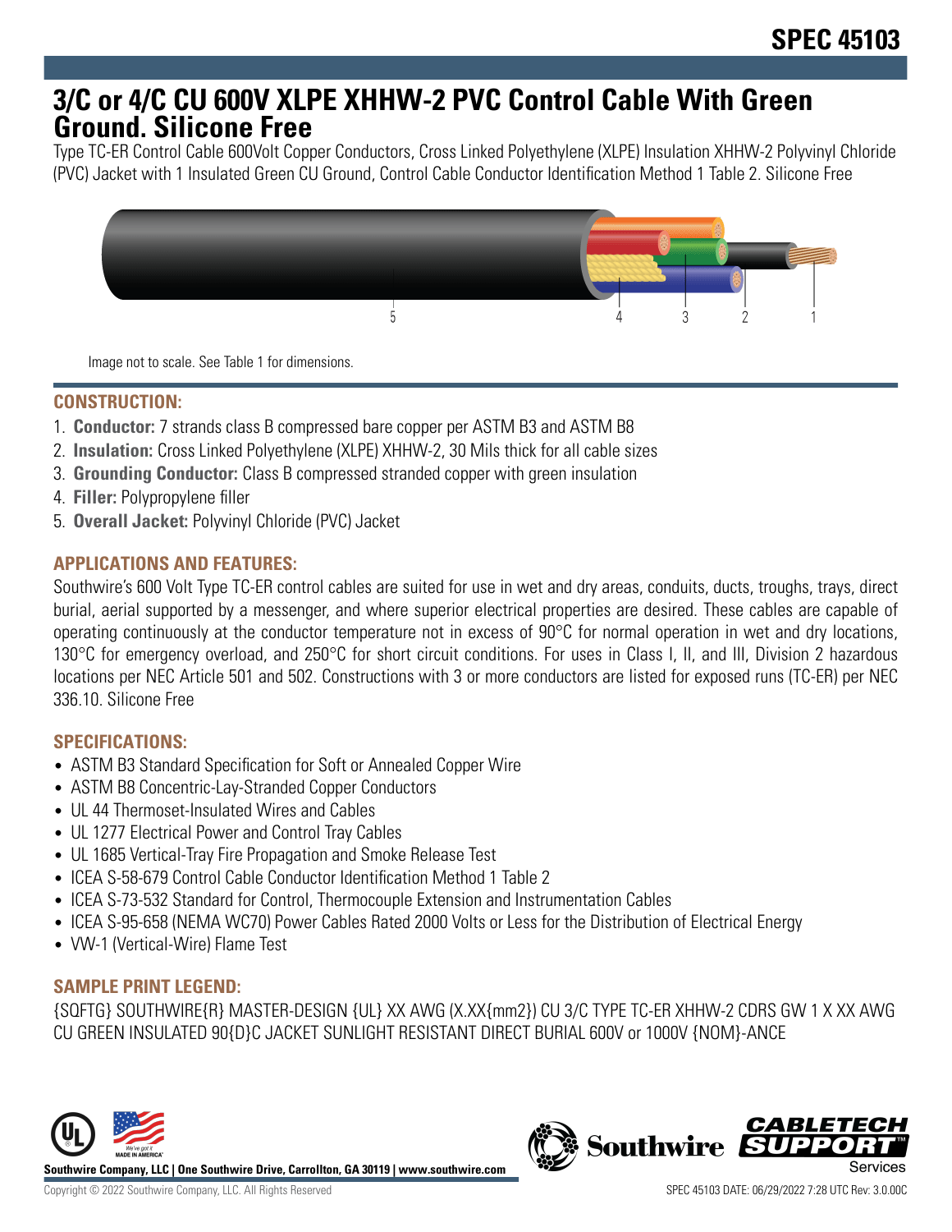SPEC 45103

# 3/C or 4/C CU 600V XLPE XHHW-2 PVC Control Cable With Green Ground. Silicone Free

Type TC-ER Control Cable 600Volt Copper Conductors, Cross Linked Polyethylene (XLPE) Insulation XHHW-2 Polyvinyl Chloride (PVC) Jacket with 1 Insulated Green CU Ground, Control Cable Conductor Identification Method 1 Table 2. Silicone Free

5 4 3 2 1

Image not to scale. See Table 1 for dimensions.

## CONSTRUCTION:

1. **Conductor:** 7 strands class B compressed bare copper per ASTM B3 and ASTM B8
2. **Insulation:** Cross Linked Polyethylene (XLPE) XHHW-2, 30 Mils thick for all cable sizes
3. **Grounding Conductor:** Class B compressed stranded copper with green insulation
4. **Filler:** Polypropylene filler
5. **Overall Jacket:** Polyvinyl Chloride (PVC) Jacket

## APPLICATIONS AND FEATURES:

Southwire's 600 Volt Type TC-ER control cables are suited for use in wet and dry areas, conduits, ducts, troughs, trays, direct burial, aerial supported by a messenger, and where superior electrical properties are desired. These cables are capable of operating continuously at the conductor temperature not in excess of 90°C for normal operation in wet and dry locations, 130°C for emergency overload, and 250°C for short circuit conditions. For uses in Class I, II, and III, Division 2 hazardous locations per NEC Article 501 and 502. Constructions with 3 or more conductors are listed for exposed runs (TC-ER) per NEC 336.10. Silicone Free

## SPECIFICATIONS:

- ASTM B3 Standard Specification for Soft or Annealed Copper Wire
- ASTM B8 Concentric-Lay-Stranded Copper Conductors
- UL 44 Thermoset-Insulated Wires and Cables
- UL 1277 Electrical Power and Control Tray Cables
- UL 1685 Vertical-Tray Fire Propagation and Smoke Release Test
- ICEA S-58-679 Control Cable Conductor Identification Method 1 Table 2
- ICEA S-73-532 Standard for Control, Thermocouple Extension and Instrumentation Cables
- ICEA S-95-658 (NEMA WC70) Power Cables Rated 2000 Volts or Less for the Distribution of Electrical Energy
- VW-1 (Vertical-Wire) Flame Test

## SAMPLE PRINT LEGEND:

{SQFTG} SOUTHWIRE{R} MASTER-DESIGN {UL} XX AWG (X.XX{mm2}) CU 3/C TYPE TC-ER XHHW-2 CDRS GW 1 X XX AWG CU GREEN INSULATED 90{D}C JACKET SUNLIGHT RESISTANT DIRECT BURIAL 600V or 1000V {NOM}-ANCE

Southwire Company, LLC | One Southwire Drive, Carrollton, GA 30119 | www.southwire.com

Copyright © 2022 Southwire Company, LLC. All Rights Reserved

SPEC 45103 DATE: 06/29/2022 7:28 UTC Rev: 3.0.00C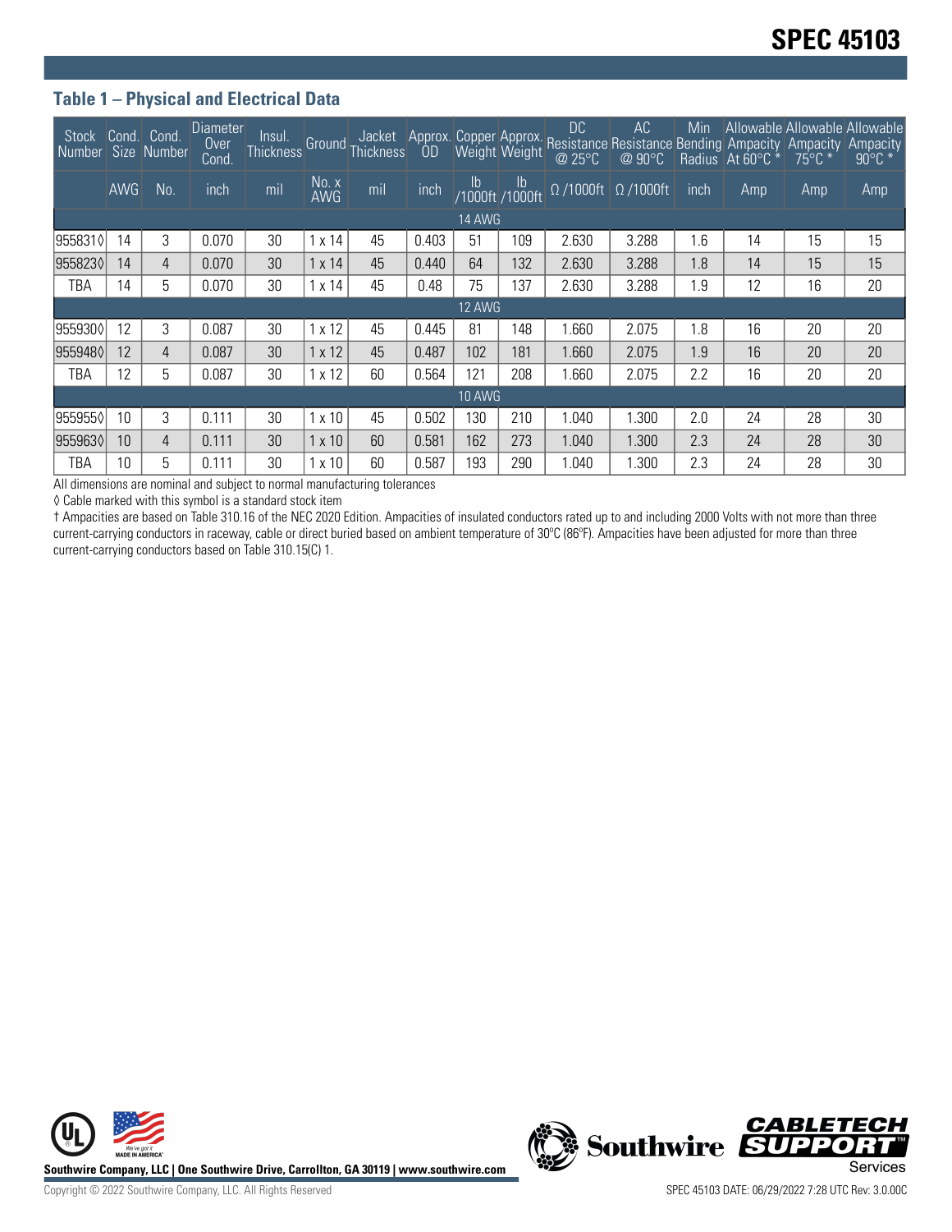## Table 1 – Physical and Electrical Data

| Stock Number | Cond. Size | Cond. Number | Diameter Over Cond. | Insul. Thickness | Ground | Jacket Thickness | Approx. OD | Copper Weight | Approx. Weight | DC Resistance @ 25°C | AC Resistance @ 90°C | Min Bending Radius | Allowable Ampacity At 60°C * | Allowable Ampacity 75°C * | Allowable Ampacity 90°C * |
|---|---|---|---|---|---|---|---|---|---|---|---|---|---|---|---|
| | AWG | No. | inch | mil | No. x AWG | mil | inch | lb /1000ft | lb /1000ft | Ω /1000ft | Ω /1000ft | inch | Amp | Amp | Amp |
| 14 AWG | | | | | | | | | | | | | | | |
| 955831◊ | 14 | 3 | 0.070 | 30 | 1 x 14 | 45 | 0.403 | 51 | 109 | 2.630 | 3.288 | 1.6 | 14 | 15 | 15 |
| 955823◊ | 14 | 4 | 0.070 | 30 | 1 x 14 | 45 | 0.440 | 64 | 132 | 2.630 | 3.288 | 1.8 | 14 | 15 | 15 |
| TBA | 14 | 5 | 0.070 | 30 | 1 x 14 | 45 | 0.48 | 75 | 137 | 2.630 | 3.288 | 1.9 | 12 | 16 | 20 |
| 12 AWG | | | | | | | | | | | | | | | |
| 955930◊ | 12 | 3 | 0.087 | 30 | 1 x 12 | 45 | 0.445 | 81 | 148 | 1.660 | 2.075 | 1.8 | 16 | 20 | 20 |
| 955948◊ | 12 | 4 | 0.087 | 30 | 1 x 12 | 45 | 0.487 | 102 | 181 | 1.660 | 2.075 | 1.9 | 16 | 20 | 20 |
| TBA | 12 | 5 | 0.087 | 30 | 1 x 12 | 60 | 0.564 | 121 | 208 | 1.660 | 2.075 | 2.2 | 16 | 20 | 20 |
| 10 AWG | | | | | | | | | | | | | | | |
| 955955◊ | 10 | 3 | 0.111 | 30 | 1 x 10 | 45 | 0.502 | 130 | 210 | 1.040 | 1.300 | 2.0 | 24 | 28 | 30 |
| 955963◊ | 10 | 4 | 0.111 | 30 | 1 x 10 | 60 | 0.581 | 162 | 273 | 1.040 | 1.300 | 2.3 | 24 | 28 | 30 |
| TBA | 10 | 5 | 0.111 | 30 | 1 x 10 | 60 | 0.587 | 193 | 290 | 1.040 | 1.300 | 2.3 | 24 | 28 | 30 |

All dimensions are nominal and subject to normal manufacturing tolerances

◊ Cable marked with this symbol is a standard stock item

† Ampacities are based on Table 310.16 of the NEC 2020 Edition. Ampacities of insulated conductors rated up to and including 2000 Volts with not more than three current-carrying conductors in raceway, cable or direct buried based on ambient temperature of 30ºC (86ºF). Ampacities have been adjusted for more than three current-carrying conductors based on Table 310.15(C) 1.

Southwire Company, LLC | One Southwire Drive, Carrollton, GA 30119 | www.southwire.com

Copyright © 2022 Southwire Company, LLC. All Rights Reserved

SPEC 45103 DATE: 06/29/2022 7:28 UTC Rev: 3.0.00C